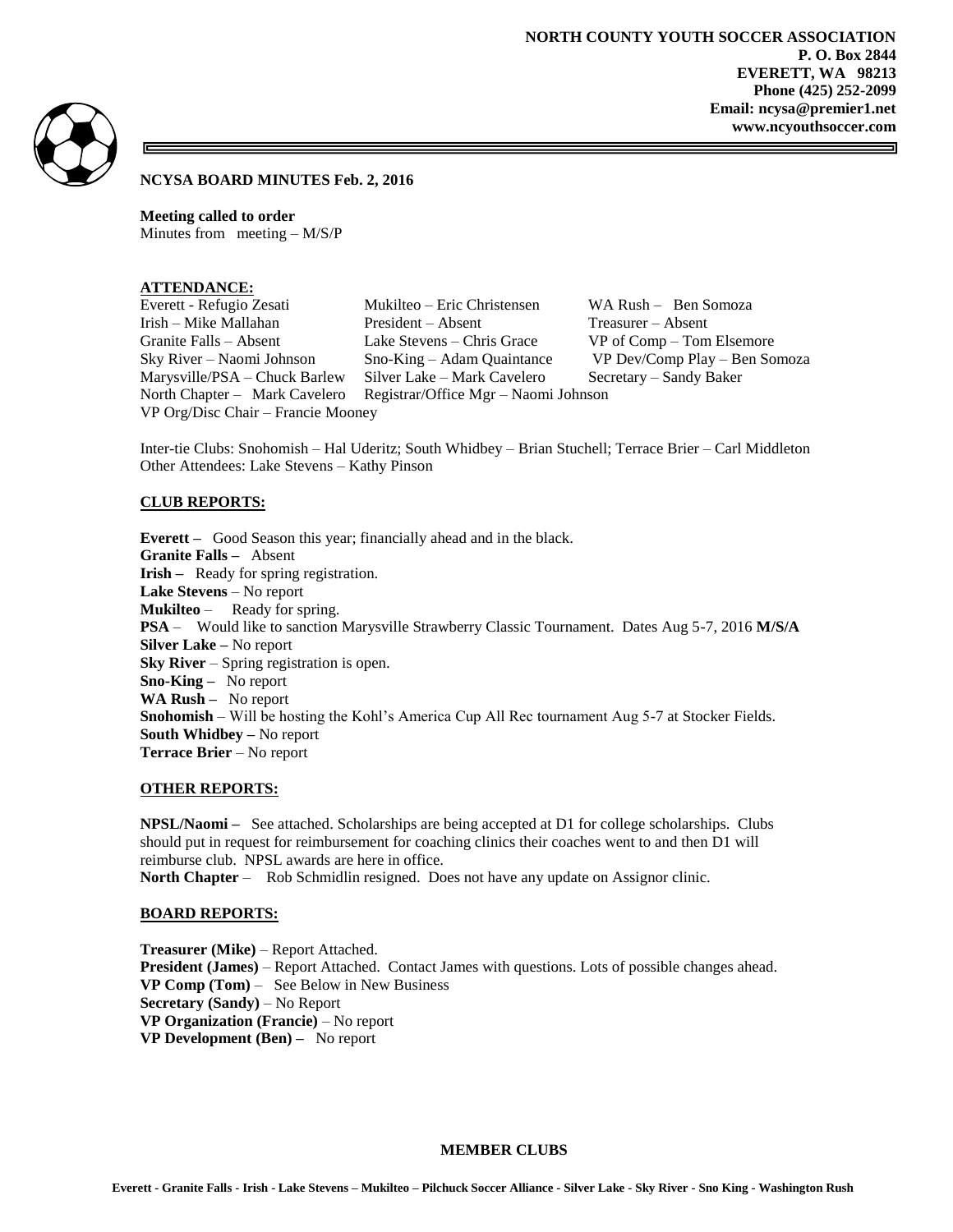**NORTH COUNTY YOUTH SOCCER ASSOCIATION**
**P. O. Box 2844**
**EVERETT, WA 98213**
**Phone (425) 252-2099**
**Email: ncysa@premier1.net**
**www.ncyouthsoccer.com**

**NCYSA BOARD MINUTES Feb. 2, 2016**

**Meeting called to order**
Minutes from meeting – M/S/P

**ATTENDANCE:**

| | | |
|---|---|---|
| Everett - Refugio Zesati | Mukilteo – Eric Christensen | WA Rush – Ben Somoza |
| Irish – Mike Mallahan | President – Absent | Treasurer – Absent |
| Granite Falls – Absent | Lake Stevens – Chris Grace | VP of Comp – Tom Elsemore |
| Sky River – Naomi Johnson | Sno-King – Adam Quaintance | VP Dev/Comp Play – Ben Somoza |
| Marysville/PSA – Chuck Barlew | Silver Lake – Mark Cavelero | Secretary – Sandy Baker |
| North Chapter – Mark Cavelero | Registrar/Office Mgr – Naomi Johnson | |
| VP Org/Disc Chair – Francie Mooney | | |

Inter-tie Clubs: Snohomish – Hal Uderitz; South Whidbey – Brian Stuchell; Terrace Brier – Carl Middleton
Other Attendees: Lake Stevens – Kathy Pinson

**CLUB REPORTS:**

**Everett –** Good Season this year; financially ahead and in the black.
**Granite Falls –** Absent
**Irish –** Ready for spring registration.
**Lake Stevens** – No report
**Mukilteo** – Ready for spring.
**PSA** – Would like to sanction Marysville Strawberry Classic Tournament. Dates Aug 5-7, 2016 **M/S/A**
**Silver Lake –** No report
**Sky River** – Spring registration is open.
**Sno-King –** No report
**WA Rush –** No report
**Snohomish** – Will be hosting the Kohl's America Cup All Rec tournament Aug 5-7 at Stocker Fields.
**South Whidbey –** No report
**Terrace Brier** – No report

**OTHER REPORTS:**

**NPSL/Naomi –** See attached. Scholarships are being accepted at D1 for college scholarships. Clubs should put in request for reimbursement for coaching clinics their coaches went to and then D1 will reimburse club. NPSL awards are here in office.
**North Chapter** – Rob Schmidlin resigned. Does not have any update on Assignor clinic.

**BOARD REPORTS:**

**Treasurer (Mike)** – Report Attached.
**President (James)** – Report Attached. Contact James with questions. Lots of possible changes ahead.
**VP Comp (Tom)** – See Below in New Business
**Secretary (Sandy)** – No Report
**VP Organization (Francie)** – No report
**VP Development (Ben) –** No report

**MEMBER CLUBS**

**Everett - Granite Falls - Irish - Lake Stevens – Mukilteo – Pilchuck Soccer Alliance - Silver Lake - Sky River - Sno King - Washington Rush**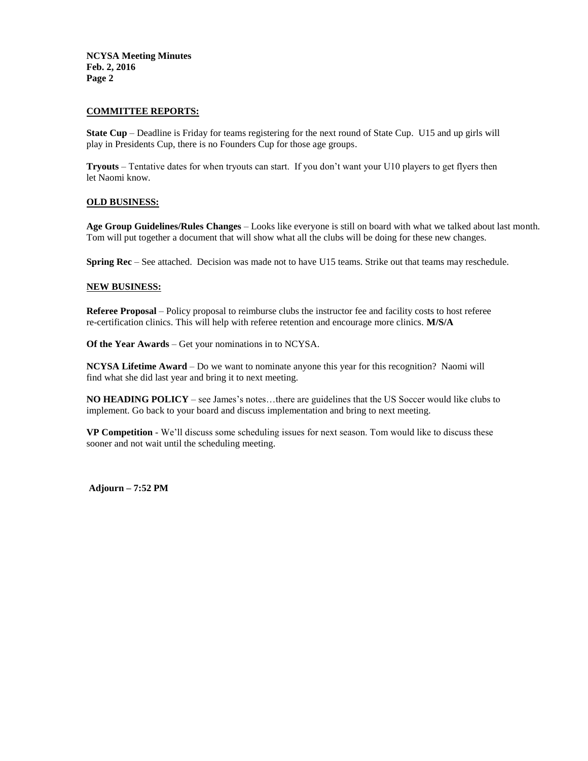## COMMITTEE REPORTS:

**State Cup** – Deadline is Friday for teams registering for the next round of State Cup. U15 and up girls will play in Presidents Cup, there is no Founders Cup for those age groups.

**Tryouts** – Tentative dates for when tryouts can start. If you don't want your U10 players to get flyers then let Naomi know.

## OLD BUSINESS:

**Age Group Guidelines/Rules Changes** – Looks like everyone is still on board with what we talked about last month. Tom will put together a document that will show what all the clubs will be doing for these new changes.

**Spring Rec** – See attached. Decision was made not to have U15 teams. Strike out that teams may reschedule.

## NEW BUSINESS:

**Referee Proposal** – Policy proposal to reimburse clubs the instructor fee and facility costs to host referee re-certification clinics. This will help with referee retention and encourage more clinics. **M/S/A**

**Of the Year Awards** – Get your nominations in to NCYSA.

**NCYSA Lifetime Award** – Do we want to nominate anyone this year for this recognition? Naomi will find what she did last year and bring it to next meeting.

**NO HEADING POLICY** – see James's notes…there are guidelines that the US Soccer would like clubs to implement. Go back to your board and discuss implementation and bring to next meeting.

**VP Competition** - We'll discuss some scheduling issues for next season. Tom would like to discuss these sooner and not wait until the scheduling meeting.

**Adjourn – 7:52 PM**